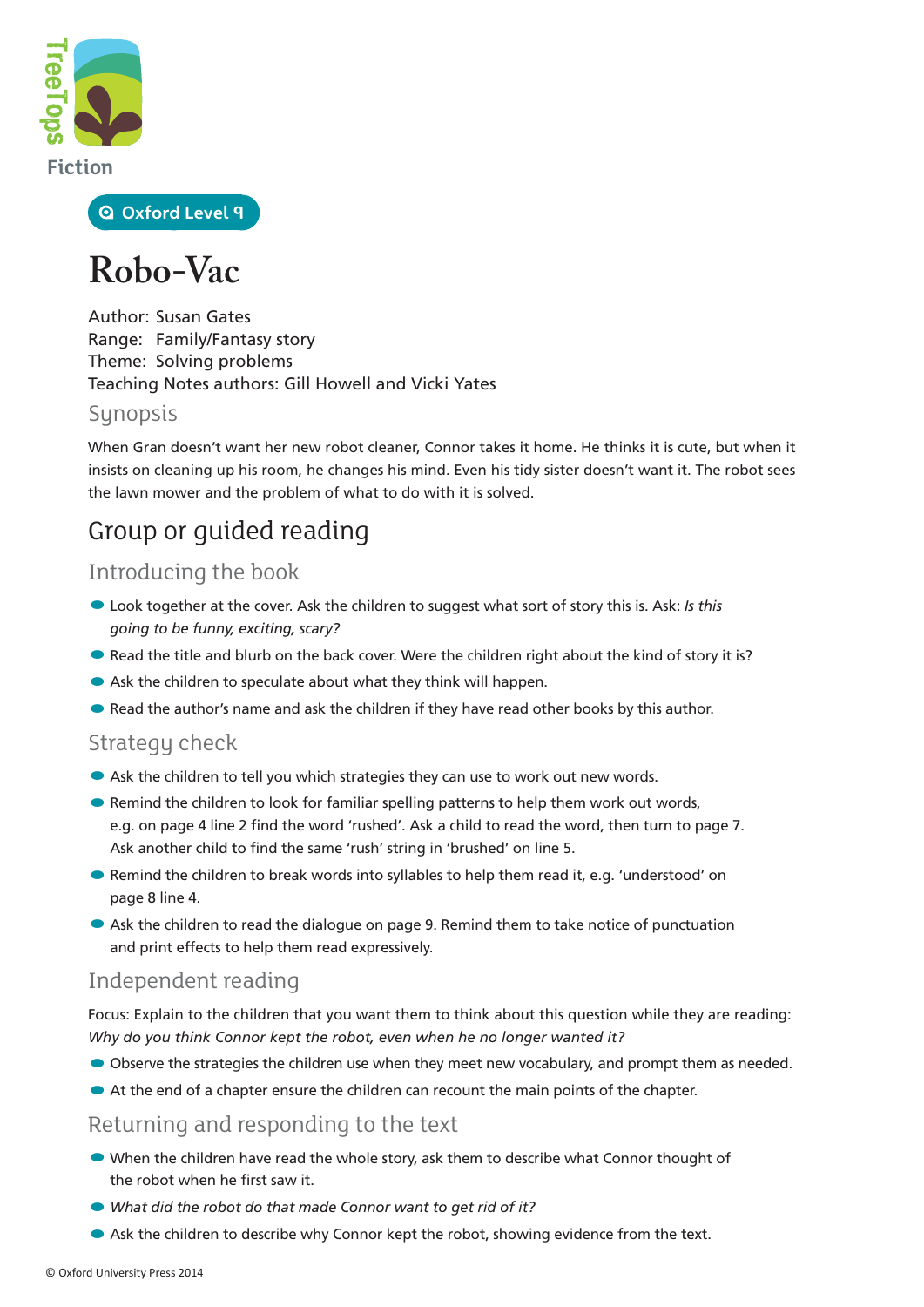TreeTops

Fiction

Oxford Level 9

# Robo-Vac

Author: Susan Gates
Range: Family/Fantasy story
Theme: Solving problems
Teaching Notes authors: Gill Howell and Vicki Yates

### Synopsis

When Gran doesn't want her new robot cleaner, Connor takes it home. He thinks it is cute, but when it insists on cleaning up his room, he changes his mind. Even his tidy sister doesn't want it. The robot sees the lawn mower and the problem of what to do with it is solved.

## Group or guided reading

### Introducing the book

- Look together at the cover. Ask the children to suggest what sort of story this is. Ask: *Is this going to be funny, exciting, scary?*
- Read the title and blurb on the back cover. Were the children right about the kind of story it is?
- Ask the children to speculate about what they think will happen.
- Read the author's name and ask the children if they have read other books by this author.

### Strategy check

- Ask the children to tell you which strategies they can use to work out new words.
- Remind the children to look for familiar spelling patterns to help them work out words, e.g. on page 4 line 2 find the word 'rushed'. Ask a child to read the word, then turn to page 7. Ask another child to find the same 'rush' string in 'brushed' on line 5.
- Remind the children to break words into syllables to help them read it, e.g. 'understood' on page 8 line 4.
- Ask the children to read the dialogue on page 9. Remind them to take notice of punctuation and print effects to help them read expressively.

### Independent reading

Focus: Explain to the children that you want them to think about this question while they are reading: *Why do you think Connor kept the robot, even when he no longer wanted it?*

- Observe the strategies the children use when they meet new vocabulary, and prompt them as needed.
- At the end of a chapter ensure the children can recount the main points of the chapter.

### Returning and responding to the text

- When the children have read the whole story, ask them to describe what Connor thought of the robot when he first saw it.
- *What did the robot do that made Connor want to get rid of it?*
- Ask the children to describe why Connor kept the robot, showing evidence from the text.

© Oxford University Press 2014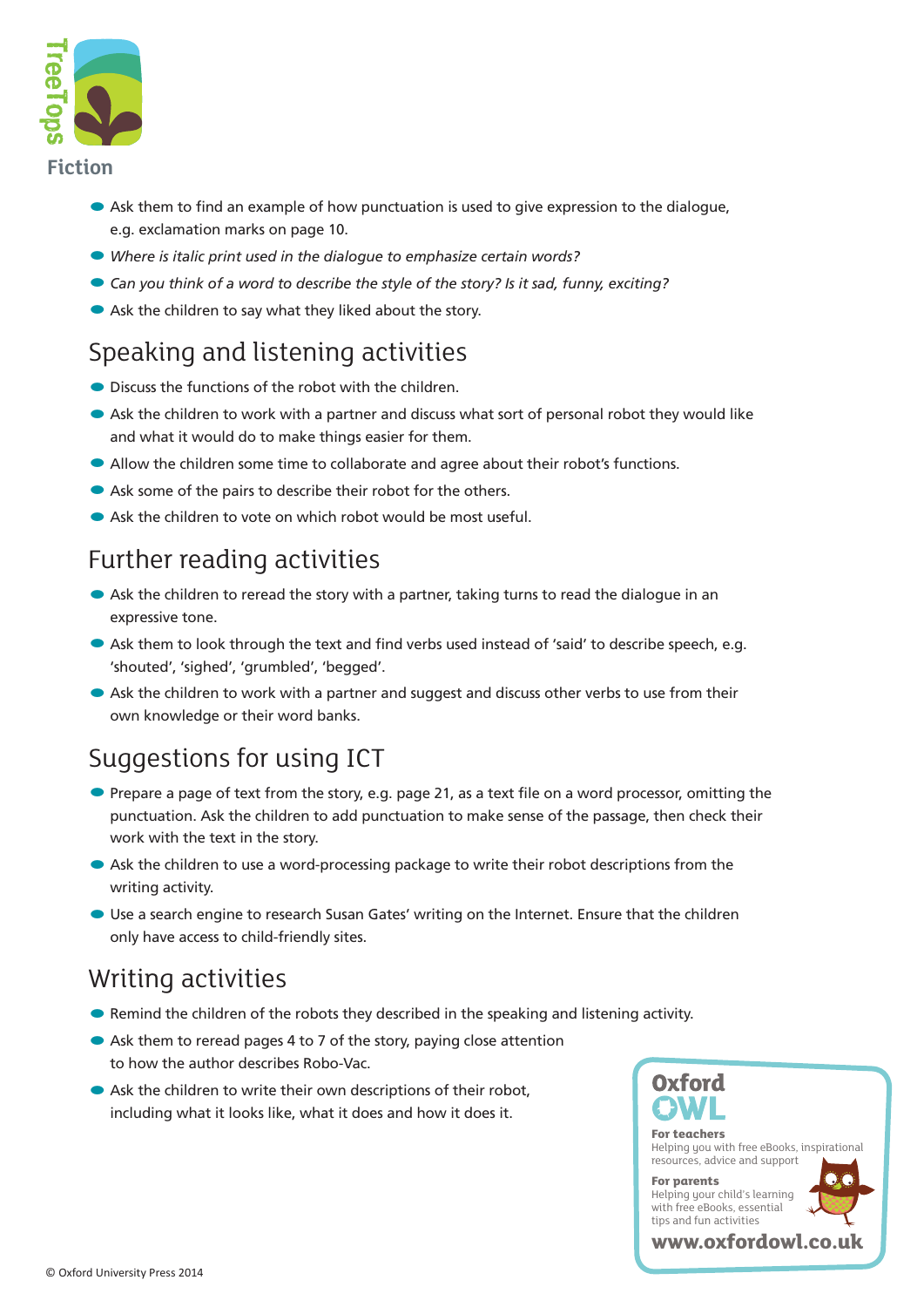TreeTops

Fiction

- Ask them to find an example of how punctuation is used to give expression to the dialogue, e.g. exclamation marks on page 10.
- *Where is italic print used in the dialogue to emphasize certain words?*
- *Can you think of a word to describe the style of the story? Is it sad, funny, exciting?*
- Ask the children to say what they liked about the story.

## Speaking and listening activities

- Discuss the functions of the robot with the children.
- Ask the children to work with a partner and discuss what sort of personal robot they would like and what it would do to make things easier for them.
- Allow the children some time to collaborate and agree about their robot's functions.
- Ask some of the pairs to describe their robot for the others.
- Ask the children to vote on which robot would be most useful.

## Further reading activities

- Ask the children to reread the story with a partner, taking turns to read the dialogue in an expressive tone.
- Ask them to look through the text and find verbs used instead of 'said' to describe speech, e.g. 'shouted', 'sighed', 'grumbled', 'begged'.
- Ask the children to work with a partner and suggest and discuss other verbs to use from their own knowledge or their word banks.

## Suggestions for using ICT

- Prepare a page of text from the story, e.g. page 21, as a text file on a word processor, omitting the punctuation. Ask the children to add punctuation to make sense of the passage, then check their work with the text in the story.
- Ask the children to use a word-processing package to write their robot descriptions from the writing activity.
- Use a search engine to research Susan Gates' writing on the Internet. Ensure that the children only have access to child-friendly sites.

## Writing activities

- Remind the children of the robots they described in the speaking and listening activity.
- Ask them to reread pages 4 to 7 of the story, paying close attention to how the author describes Robo-Vac.
- Ask the children to write their own descriptions of their robot, including what it looks like, what it does and how it does it.

Oxford OWL

**For teachers**
Helping you with free eBooks, inspirational resources, advice and support

**For parents**
Helping your child's learning with free eBooks, essential tips and fun activities

**www.oxfordowl.co.uk**

© Oxford University Press 2014